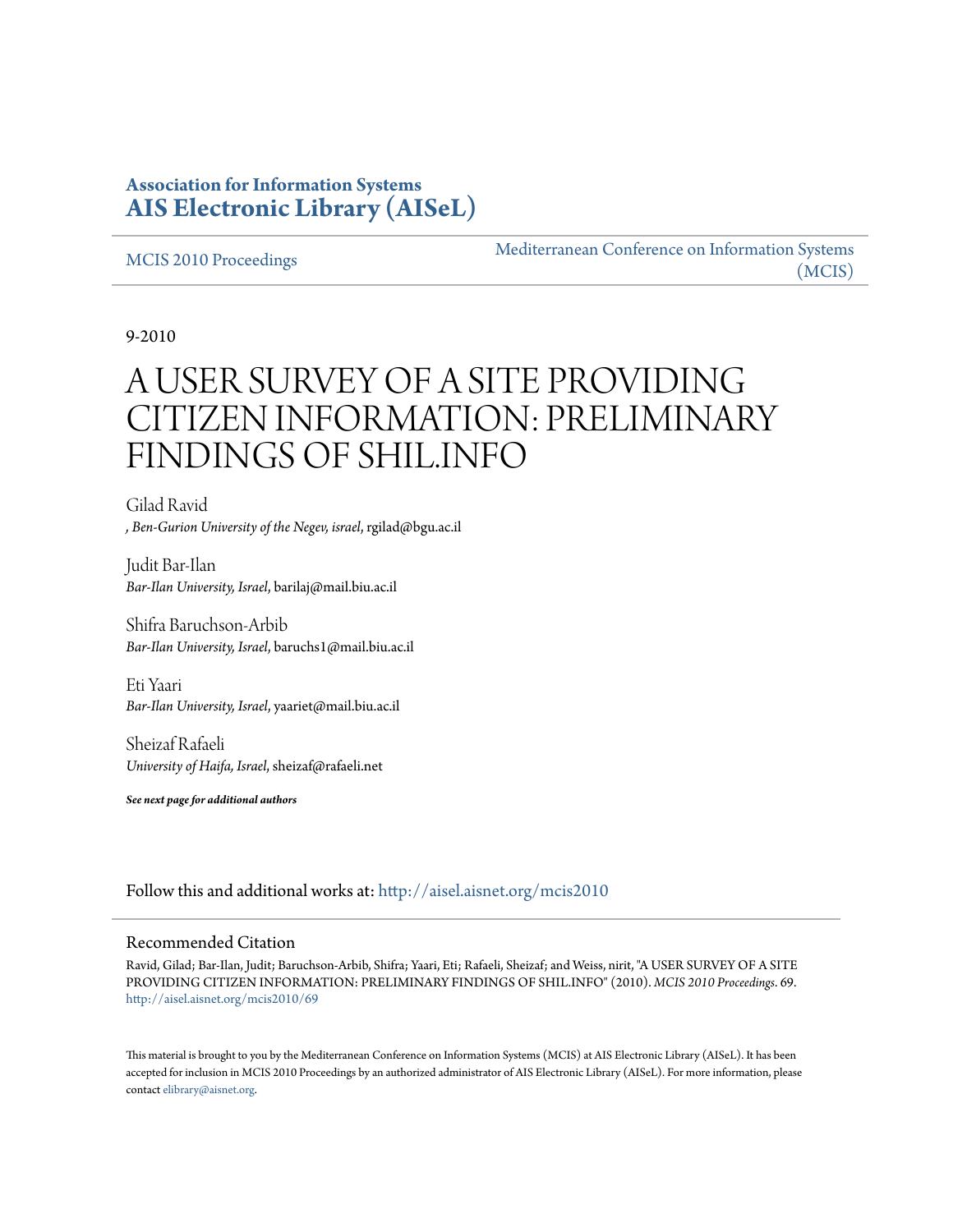**Association for Information Systems**
**AIS Electronic Library (AISeL)**

MCIS 2010 Proceedings | Mediterranean Conference on Information Systems (MCIS)

9-2010

# A USER SURVEY OF A SITE PROVIDING CITIZEN INFORMATION: PRELIMINARY FINDINGS OF SHIL.INFO

Gilad Ravid
*, Ben-Gurion University of the Negev, israel*, rgilad@bgu.ac.il

Judit Bar-Ilan
*Bar-Ilan University, Israel*, barilaj@mail.biu.ac.il

Shifra Baruchson-Arbib
*Bar-Ilan University, Israel*, baruchs1@mail.biu.ac.il

Eti Yaari
*Bar-Ilan University, Israel*, yaariet@mail.biu.ac.il

Sheizaf Rafaeli
*University of Haifa, Israel*, sheizaf@rafaeli.net

***See next page for additional authors***

Follow this and additional works at: http://aisel.aisnet.org/mcis2010

## Recommended Citation

Ravid, Gilad; Bar-Ilan, Judit; Baruchson-Arbib, Shifra; Yaari, Eti; Rafaeli, Sheizaf; and Weiss, nirit, "A USER SURVEY OF A SITE PROVIDING CITIZEN INFORMATION: PRELIMINARY FINDINGS OF SHIL.INFO" (2010). *MCIS 2010 Proceedings*. 69.
http://aisel.aisnet.org/mcis2010/69

This material is brought to you by the Mediterranean Conference on Information Systems (MCIS) at AIS Electronic Library (AISeL). It has been accepted for inclusion in MCIS 2010 Proceedings by an authorized administrator of AIS Electronic Library (AISeL). For more information, please contact elibrary@aisnet.org.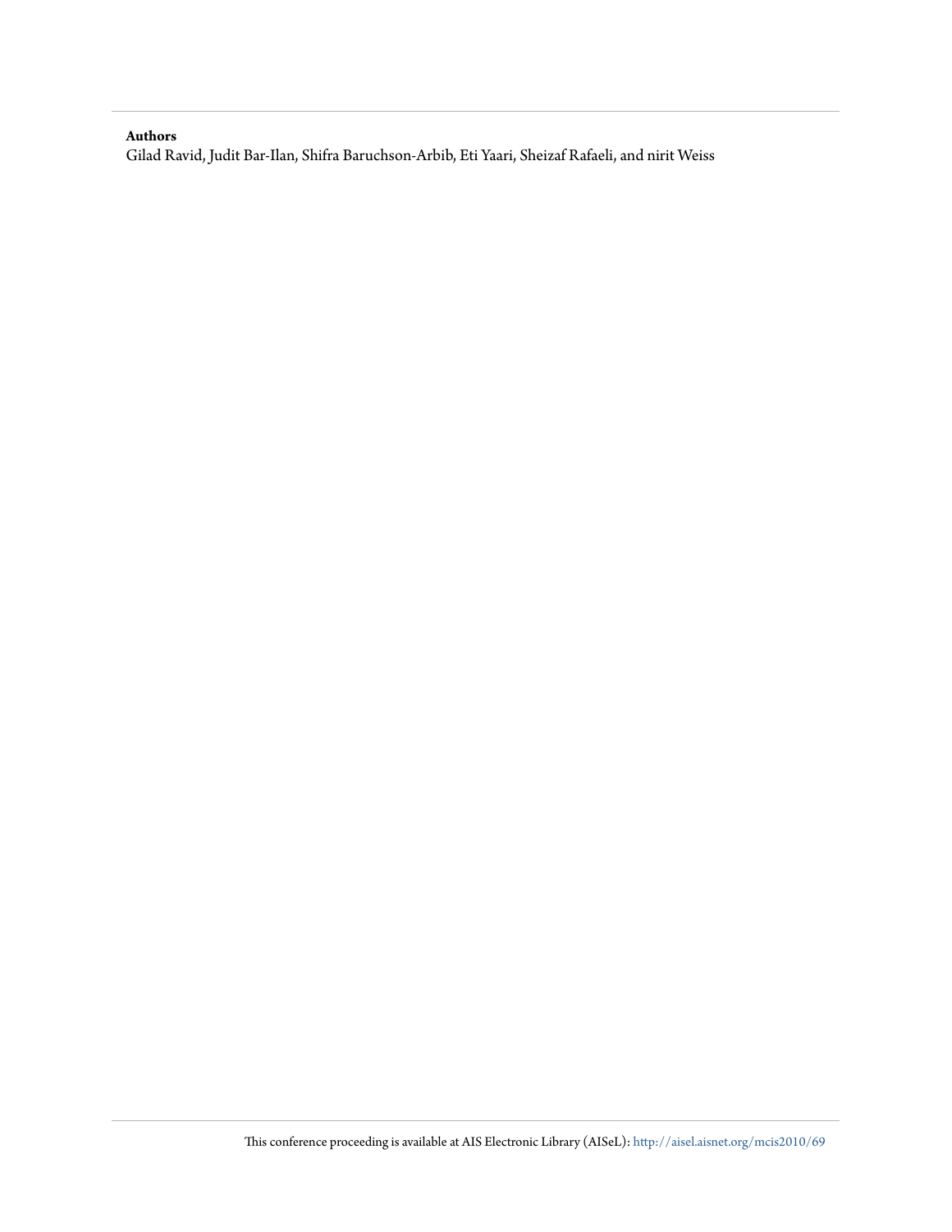**Authors**

Gilad Ravid, Judit Bar-Ilan, Shifra Baruchson-Arbib, Eti Yaari, Sheizaf Rafaeli, and nirit Weiss

This conference proceeding is available at AIS Electronic Library (AISeL): http://aisel.aisnet.org/mcis2010/69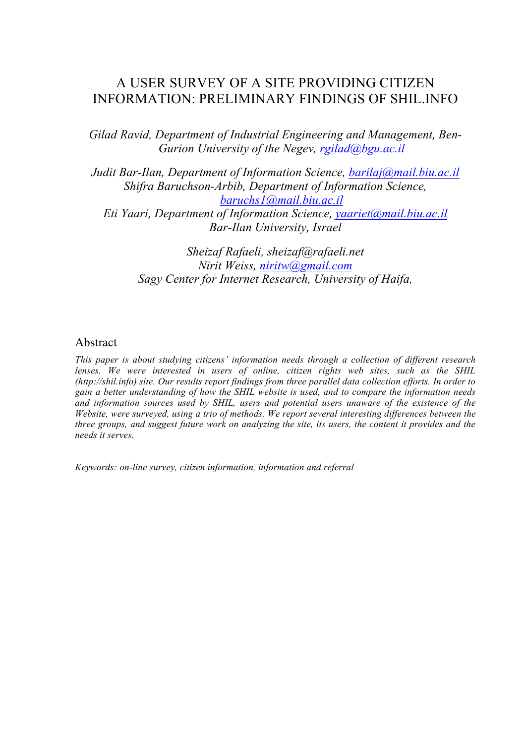# A USER SURVEY OF A SITE PROVIDING CITIZEN INFORMATION: PRELIMINARY FINDINGS OF SHIL.INFO

*Gilad Ravid, Department of Industrial Engineering and Management, Ben-Gurion University of the Negev, rgilad@bgu.ac.il*

*Judit Bar-Ilan, Department of Information Science, barilaj@mail.biu.ac.il*
*Shifra Baruchson-Arbib, Department of Information Science, baruchs1@mail.biu.ac.il*
*Eti Yaari, Department of Information Science, yaariet@mail.biu.ac.il*
*Bar-Ilan University, Israel*

*Sheizaf Rafaeli, sheizaf@rafaeli.net*
*Nirit Weiss, niritw@gmail.com*
*Sagy Center for Internet Research, University of Haifa,*

## Abstract

*This paper is about studying citizens' information needs through a collection of different research lenses. We were interested in users of online, citizen rights web sites, such as the SHIL (http://shil.info) site. Our results report findings from three parallel data collection efforts. In order to gain a better understanding of how the SHIL website is used, and to compare the information needs and information sources used by SHIL, users and potential users unaware of the existence of the Website, were surveyed, using a trio of methods. We report several interesting differences between the three groups, and suggest future work on analyzing the site, its users, the content it provides and the needs it serves.*

*Keywords: on-line survey, citizen information, information and referral*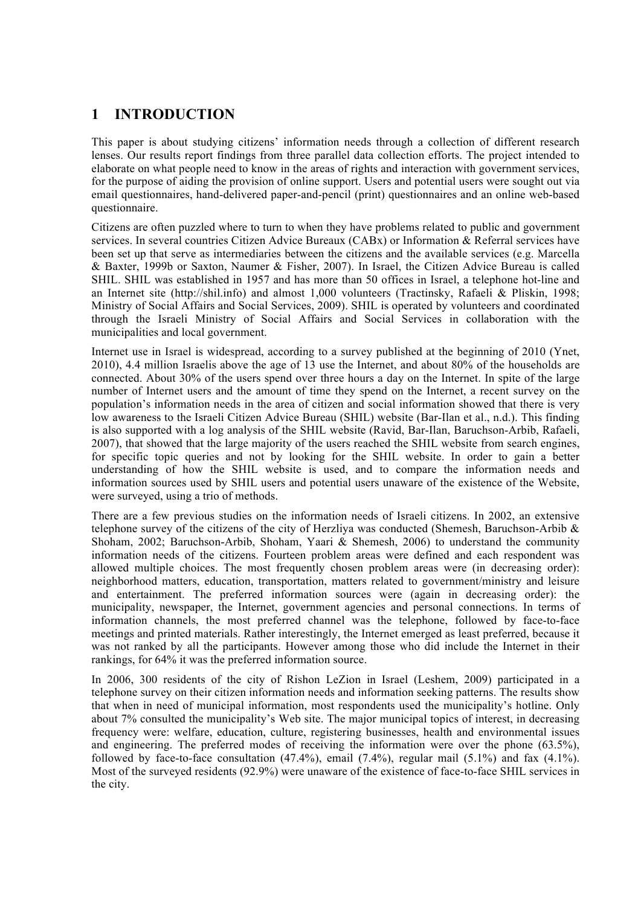# 1 INTRODUCTION

This paper is about studying citizens' information needs through a collection of different research lenses. Our results report findings from three parallel data collection efforts. The project intended to elaborate on what people need to know in the areas of rights and interaction with government services, for the purpose of aiding the provision of online support. Users and potential users were sought out via email questionnaires, hand-delivered paper-and-pencil (print) questionnaires and an online web-based questionnaire.

Citizens are often puzzled where to turn to when they have problems related to public and government services. In several countries Citizen Advice Bureaux (CABx) or Information & Referral services have been set up that serve as intermediaries between the citizens and the available services (e.g. Marcella & Baxter, 1999b or Saxton, Naumer & Fisher, 2007). In Israel, the Citizen Advice Bureau is called SHIL. SHIL was established in 1957 and has more than 50 offices in Israel, a telephone hot-line and an Internet site (http://shil.info) and almost 1,000 volunteers (Tractinsky, Rafaeli & Pliskin, 1998; Ministry of Social Affairs and Social Services, 2009). SHIL is operated by volunteers and coordinated through the Israeli Ministry of Social Affairs and Social Services in collaboration with the municipalities and local government.

Internet use in Israel is widespread, according to a survey published at the beginning of 2010 (Ynet, 2010), 4.4 million Israelis above the age of 13 use the Internet, and about 80% of the households are connected. About 30% of the users spend over three hours a day on the Internet. In spite of the large number of Internet users and the amount of time they spend on the Internet, a recent survey on the population's information needs in the area of citizen and social information showed that there is very low awareness to the Israeli Citizen Advice Bureau (SHIL) website (Bar-Ilan et al., n.d.). This finding is also supported with a log analysis of the SHIL website (Ravid, Bar-Ilan, Baruchson-Arbib, Rafaeli, 2007), that showed that the large majority of the users reached the SHIL website from search engines, for specific topic queries and not by looking for the SHIL website. In order to gain a better understanding of how the SHIL website is used, and to compare the information needs and information sources used by SHIL users and potential users unaware of the existence of the Website, were surveyed, using a trio of methods.

There are a few previous studies on the information needs of Israeli citizens. In 2002, an extensive telephone survey of the citizens of the city of Herzliya was conducted (Shemesh, Baruchson-Arbib & Shoham, 2002; Baruchson-Arbib, Shoham, Yaari & Shemesh, 2006) to understand the community information needs of the citizens. Fourteen problem areas were defined and each respondent was allowed multiple choices. The most frequently chosen problem areas were (in decreasing order): neighborhood matters, education, transportation, matters related to government/ministry and leisure and entertainment. The preferred information sources were (again in decreasing order): the municipality, newspaper, the Internet, government agencies and personal connections. In terms of information channels, the most preferred channel was the telephone, followed by face-to-face meetings and printed materials. Rather interestingly, the Internet emerged as least preferred, because it was not ranked by all the participants. However among those who did include the Internet in their rankings, for 64% it was the preferred information source.

In 2006, 300 residents of the city of Rishon LeZion in Israel (Leshem, 2009) participated in a telephone survey on their citizen information needs and information seeking patterns. The results show that when in need of municipal information, most respondents used the municipality's hotline. Only about 7% consulted the municipality's Web site. The major municipal topics of interest, in decreasing frequency were: welfare, education, culture, registering businesses, health and environmental issues and engineering. The preferred modes of receiving the information were over the phone (63.5%), followed by face-to-face consultation (47.4%), email (7.4%), regular mail (5.1%) and fax (4.1%). Most of the surveyed residents (92.9%) were unaware of the existence of face-to-face SHIL services in the city.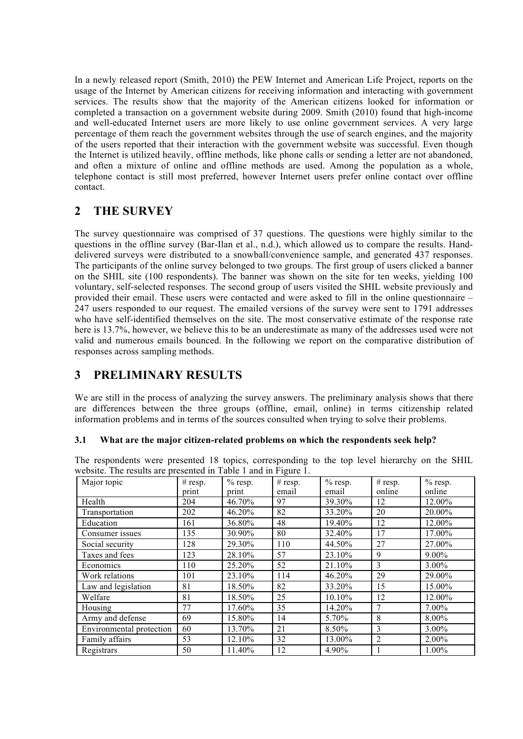In a newly released report (Smith, 2010) the PEW Internet and American Life Project, reports on the usage of the Internet by American citizens for receiving information and interacting with government services. The results show that the majority of the American citizens looked for information or completed a transaction on a government website during 2009. Smith (2010) found that high-income and well-educated Internet users are more likely to use online government services. A very large percentage of them reach the government websites through the use of search engines, and the majority of the users reported that their interaction with the government website was successful. Even though the Internet is utilized heavily, offline methods, like phone calls or sending a letter are not abandoned, and often a mixture of online and offline methods are used. Among the population as a whole, telephone contact is still most preferred, however Internet users prefer online contact over offline contact.

## 2 THE SURVEY

The survey questionnaire was comprised of 37 questions. The questions were highly similar to the questions in the offline survey (Bar-Ilan et al., n.d.), which allowed us to compare the results. Hand-delivered surveys were distributed to a snowball/convenience sample, and generated 437 responses. The participants of the online survey belonged to two groups. The first group of users clicked a banner on the SHIL site (100 respondents). The banner was shown on the site for ten weeks, yielding 100 voluntary, self-selected responses. The second group of users visited the SHIL website previously and provided their email. These users were contacted and were asked to fill in the online questionnaire – 247 users responded to our request. The emailed versions of the survey were sent to 1791 addresses who have self-identified themselves on the site. The most conservative estimate of the response rate here is 13.7%, however, we believe this to be an underestimate as many of the addresses used were not valid and numerous emails bounced. In the following we report on the comparative distribution of responses across sampling methods.

## 3 PRELIMINARY RESULTS

We are still in the process of analyzing the survey answers. The preliminary analysis shows that there are differences between the three groups (offline, email, online) in terms citizenship related information problems and in terms of the sources consulted when trying to solve their problems.

### 3.1 What are the major citizen-related problems on which the respondents seek help?

The respondents were presented 18 topics, corresponding to the top level hierarchy on the SHIL website. The results are presented in Table 1 and in Figure 1.

| Major topic | # resp. print | % resp. print | # resp. email | % resp. email | # resp. online | % resp. online |
|---|---|---|---|---|---|---|
| Health | 204 | 46.70% | 97 | 39.30% | 12 | 12.00% |
| Transportation | 202 | 46.20% | 82 | 33.20% | 20 | 20.00% |
| Education | 161 | 36.80% | 48 | 19.40% | 12 | 12.00% |
| Consumer issues | 135 | 30.90% | 80 | 32.40% | 17 | 17.00% |
| Social security | 128 | 29.30% | 110 | 44.50% | 27 | 27.00% |
| Taxes and fees | 123 | 28.10% | 57 | 23.10% | 9 | 9.00% |
| Economics | 110 | 25.20% | 52 | 21.10% | 3 | 3.00% |
| Work relations | 101 | 23.10% | 114 | 46.20% | 29 | 29.00% |
| Law and legislation | 81 | 18.50% | 82 | 33.20% | 15 | 15.00% |
| Welfare | 81 | 18.50% | 25 | 10.10% | 12 | 12.00% |
| Housing | 77 | 17.60% | 35 | 14.20% | 7 | 7.00% |
| Army and defense | 69 | 15.80% | 14 | 5.70% | 8 | 8.00% |
| Environmental protection | 60 | 13.70% | 21 | 8.50% | 3 | 3.00% |
| Family affairs | 53 | 12.10% | 32 | 13.00% | 2 | 2.00% |
| Registrars | 50 | 11.40% | 12 | 4.90% | 1 | 1.00% |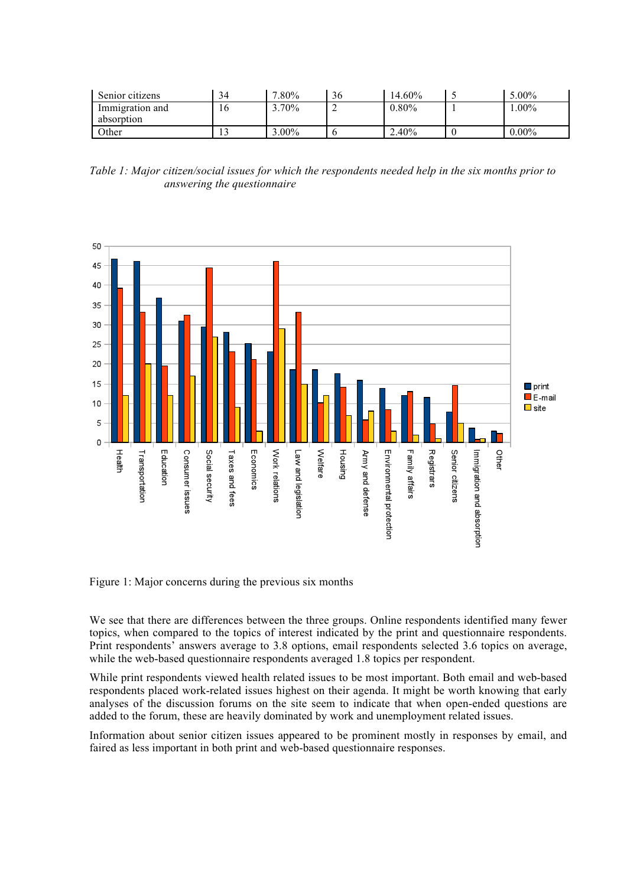| Senior citizens | 34 | 7.80% | 36 | 14.60% | 5 | 5.00% |
|---|---|---|---|---|---|---|
| Immigration and absorption | 16 | 3.70% | 2 | 0.80% | 1 | 1.00% |
| Other | 13 | 3.00% | 6 | 2.40% | 0 | 0.00% |

*Table 1: Major citizen/social issues for which the respondents needed help in the six months prior to answering the questionnaire*

Figure 1: Major concerns during the previous six months

We see that there are differences between the three groups. Online respondents identified many fewer topics, when compared to the topics of interest indicated by the print and questionnaire respondents. Print respondents' answers average to 3.8 options, email respondents selected 3.6 topics on average, while the web-based questionnaire respondents averaged 1.8 topics per respondent.

While print respondents viewed health related issues to be most important. Both email and web-based respondents placed work-related issues highest on their agenda. It might be worth knowing that early analyses of the discussion forums on the site seem to indicate that when open-ended questions are added to the forum, these are heavily dominated by work and unemployment related issues.

Information about senior citizen issues appeared to be prominent mostly in responses by email, and faired as less important in both print and web-based questionnaire responses.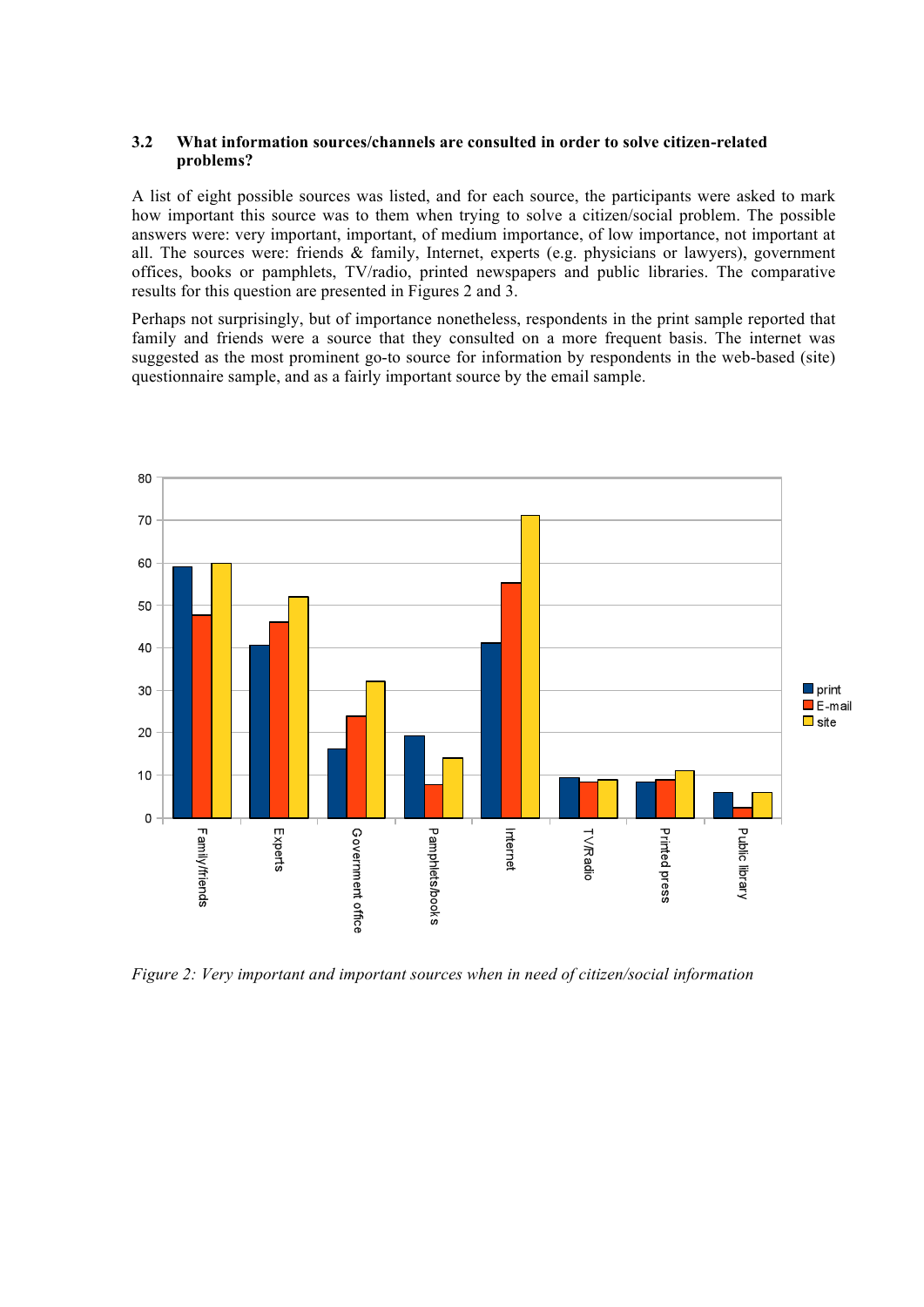### 3.2 What information sources/channels are consulted in order to solve citizen-related problems?

A list of eight possible sources was listed, and for each source, the participants were asked to mark how important this source was to them when trying to solve a citizen/social problem. The possible answers were: very important, important, of medium importance, of low importance, not important at all. The sources were: friends & family, Internet, experts (e.g. physicians or lawyers), government offices, books or pamphlets, TV/radio, printed newspapers and public libraries. The comparative results for this question are presented in Figures 2 and 3.

Perhaps not surprisingly, but of importance nonetheless, respondents in the print sample reported that family and friends were a source that they consulted on a more frequent basis. The internet was suggested as the most prominent go-to source for information by respondents in the web-based (site) questionnaire sample, and as a fairly important source by the email sample.

*Figure 2: Very important and important sources when in need of citizen/social information*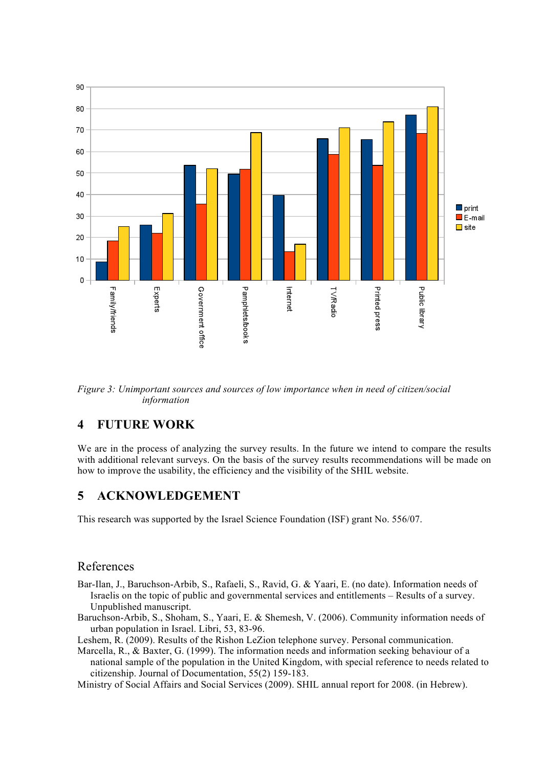*Figure 3: Unimportant sources and sources of low importance when in need of citizen/social information*

## 4 FUTURE WORK

We are in the process of analyzing the survey results. In the future we intend to compare the results with additional relevant surveys. On the basis of the survey results recommendations will be made on how to improve the usability, the efficiency and the visibility of the SHIL website.

## 5 ACKNOWLEDGEMENT

This research was supported by the Israel Science Foundation (ISF) grant No. 556/07.

## References

Bar-Ilan, J., Baruchson-Arbib, S., Rafaeli, S., Ravid, G. & Yaari, E. (no date). Information needs of Israelis on the topic of public and governmental services and entitlements – Results of a survey. Unpublished manuscript.

Baruchson-Arbib, S., Shoham, S., Yaari, E. & Shemesh, V. (2006). Community information needs of urban population in Israel. Libri, 53, 83-96.

Leshem, R. (2009). Results of the Rishon LeZion telephone survey. Personal communication.

Marcella, R., & Baxter, G. (1999). The information needs and information seeking behaviour of a national sample of the population in the United Kingdom, with special reference to needs related to citizenship. Journal of Documentation, 55(2) 159-183.

Ministry of Social Affairs and Social Services (2009). SHIL annual report for 2008. (in Hebrew).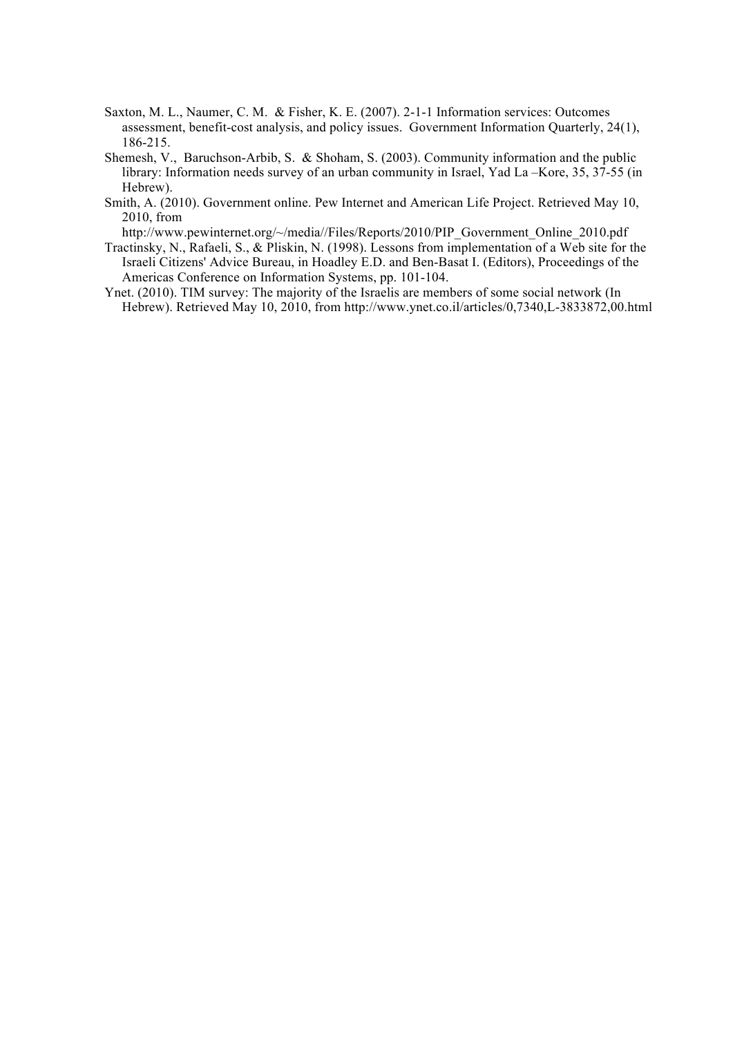Saxton, M. L., Naumer, C. M. & Fisher, K. E. (2007). 2-1-1 Information services: Outcomes assessment, benefit-cost analysis, and policy issues. Government Information Quarterly, 24(1), 186-215.

Shemesh, V., Baruchson-Arbib, S. & Shoham, S. (2003). Community information and the public library: Information needs survey of an urban community in Israel, Yad La –Kore, 35, 37-55 (in Hebrew).

Smith, A. (2010). Government online. Pew Internet and American Life Project. Retrieved May 10, 2010, from http://www.pewinternet.org/~/media//Files/Reports/2010/PIP_Government_Online_2010.pdf

Tractinsky, N., Rafaeli, S., & Pliskin, N. (1998). Lessons from implementation of a Web site for the Israeli Citizens' Advice Bureau, in Hoadley E.D. and Ben-Basat I. (Editors), Proceedings of the Americas Conference on Information Systems, pp. 101-104.

Ynet. (2010). TIM survey: The majority of the Israelis are members of some social network (In Hebrew). Retrieved May 10, 2010, from http://www.ynet.co.il/articles/0,7340,L-3833872,00.html